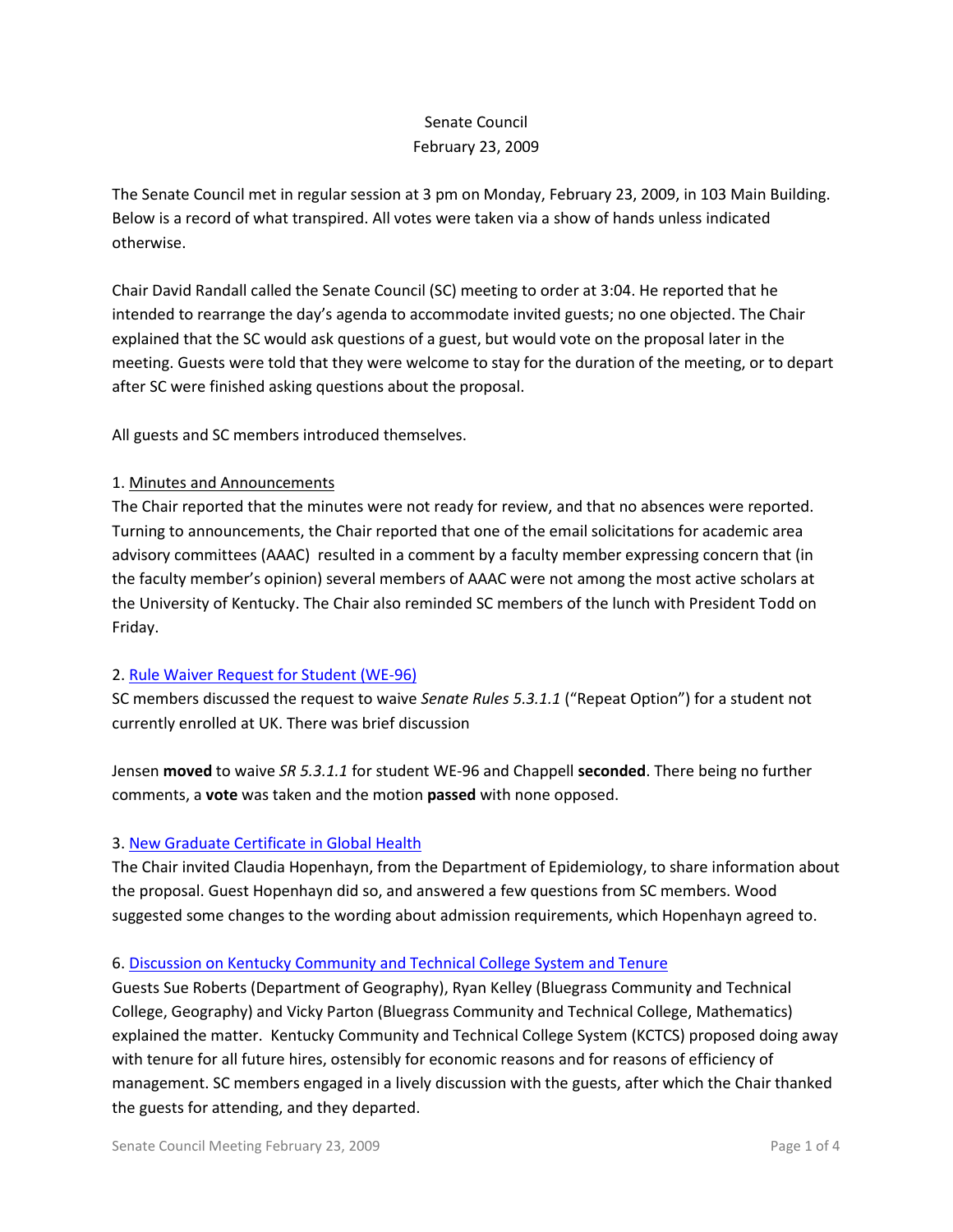Senate Council
February 23, 2009

The Senate Council met in regular session at 3 pm on Monday, February 23, 2009, in 103 Main Building. Below is a record of what transpired. All votes were taken via a show of hands unless indicated otherwise.

Chair David Randall called the Senate Council (SC) meeting to order at 3:04. He reported that he intended to rearrange the day's agenda to accommodate invited guests; no one objected. The Chair explained that the SC would ask questions of a guest, but would vote on the proposal later in the meeting. Guests were told that they were welcome to stay for the duration of the meeting, or to depart after SC were finished asking questions about the proposal.

All guests and SC members introduced themselves.

1. Minutes and Announcements
The Chair reported that the minutes were not ready for review, and that no absences were reported. Turning to announcements, the Chair reported that one of the email solicitations for academic area advisory committees (AAAC) resulted in a comment by a faculty member expressing concern that (in the faculty member's opinion) several members of AAAC were not among the most active scholars at the University of Kentucky. The Chair also reminded SC members of the lunch with President Todd on Friday.

2. Rule Waiver Request for Student (WE-96)
SC members discussed the request to waive *Senate Rules 5.3.1.1* ("Repeat Option") for a student not currently enrolled at UK. There was brief discussion

Jensen **moved** to waive *SR 5.3.1.1* for student WE-96 and Chappell **seconded**. There being no further comments, a **vote** was taken and the motion **passed** with none opposed.

3. New Graduate Certificate in Global Health
The Chair invited Claudia Hopenhayn, from the Department of Epidemiology, to share information about the proposal. Guest Hopenhayn did so, and answered a few questions from SC members. Wood suggested some changes to the wording about admission requirements, which Hopenhayn agreed to.

6. Discussion on Kentucky Community and Technical College System and Tenure
Guests Sue Roberts (Department of Geography), Ryan Kelley (Bluegrass Community and Technical College, Geography) and Vicky Parton (Bluegrass Community and Technical College, Mathematics) explained the matter. Kentucky Community and Technical College System (KCTCS) proposed doing away with tenure for all future hires, ostensibly for economic reasons and for reasons of efficiency of management. SC members engaged in a lively discussion with the guests, after which the Chair thanked the guests for attending, and they departed.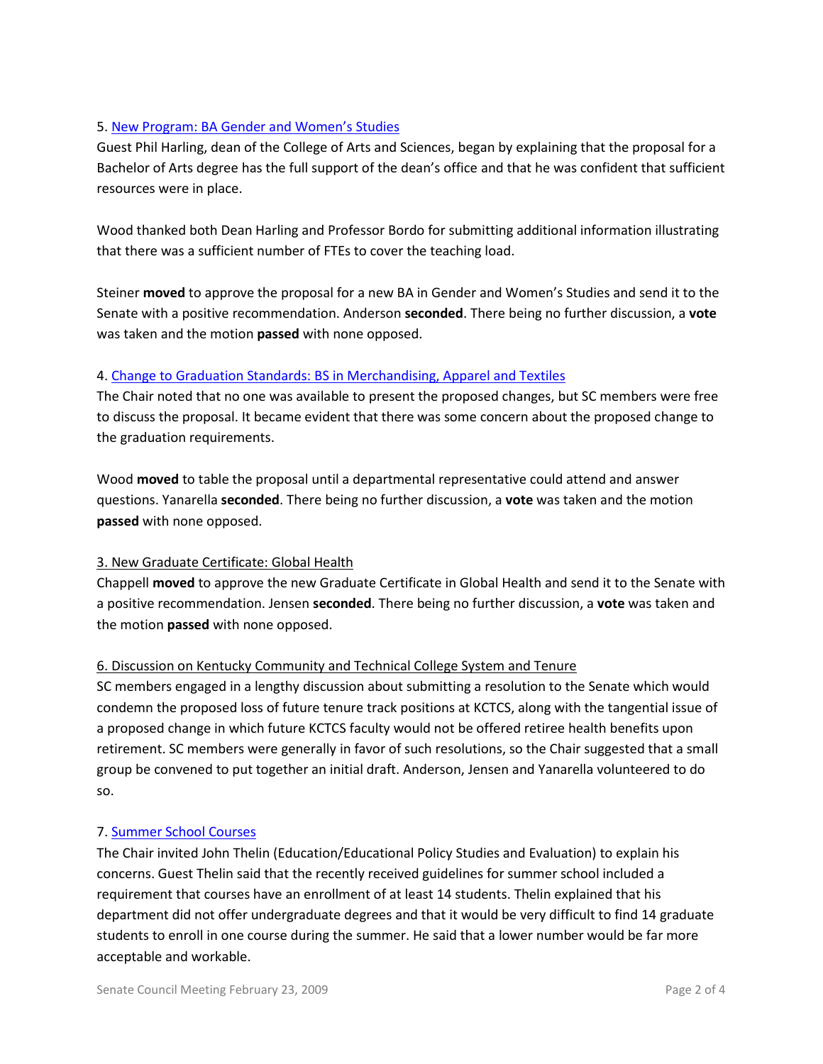5. [New Program: BA Gender and Women's Studies]()

Guest Phil Harling, dean of the College of Arts and Sciences, began by explaining that the proposal for a Bachelor of Arts degree has the full support of the dean's office and that he was confident that sufficient resources were in place.

Wood thanked both Dean Harling and Professor Bordo for submitting additional information illustrating that there was a sufficient number of FTEs to cover the teaching load.

Steiner **moved** to approve the proposal for a new BA in Gender and Women's Studies and send it to the Senate with a positive recommendation. Anderson **seconded**. There being no further discussion, a **vote** was taken and the motion **passed** with none opposed.

4. [Change to Graduation Standards: BS in Merchandising, Apparel and Textiles]()

The Chair noted that no one was available to present the proposed changes, but SC members were free to discuss the proposal. It became evident that there was some concern about the proposed change to the graduation requirements.

Wood **moved** to table the proposal until a departmental representative could attend and answer questions. Yanarella **seconded**. There being no further discussion, a **vote** was taken and the motion **passed** with none opposed.

3. New Graduate Certificate: Global Health

Chappell **moved** to approve the new Graduate Certificate in Global Health and send it to the Senate with a positive recommendation. Jensen **seconded**. There being no further discussion, a **vote** was taken and the motion **passed** with none opposed.

6. Discussion on Kentucky Community and Technical College System and Tenure

SC members engaged in a lengthy discussion about submitting a resolution to the Senate which would condemn the proposed loss of future tenure track positions at KCTCS, along with the tangential issue of a proposed change in which future KCTCS faculty would not be offered retiree health benefits upon retirement. SC members were generally in favor of such resolutions, so the Chair suggested that a small group be convened to put together an initial draft. Anderson, Jensen and Yanarella volunteered to do so.

7. [Summer School Courses]()

The Chair invited John Thelin (Education/Educational Policy Studies and Evaluation) to explain his concerns. Guest Thelin said that the recently received guidelines for summer school included a requirement that courses have an enrollment of at least 14 students. Thelin explained that his department did not offer undergraduate degrees and that it would be very difficult to find 14 graduate students to enroll in one course during the summer. He said that a lower number would be far more acceptable and workable.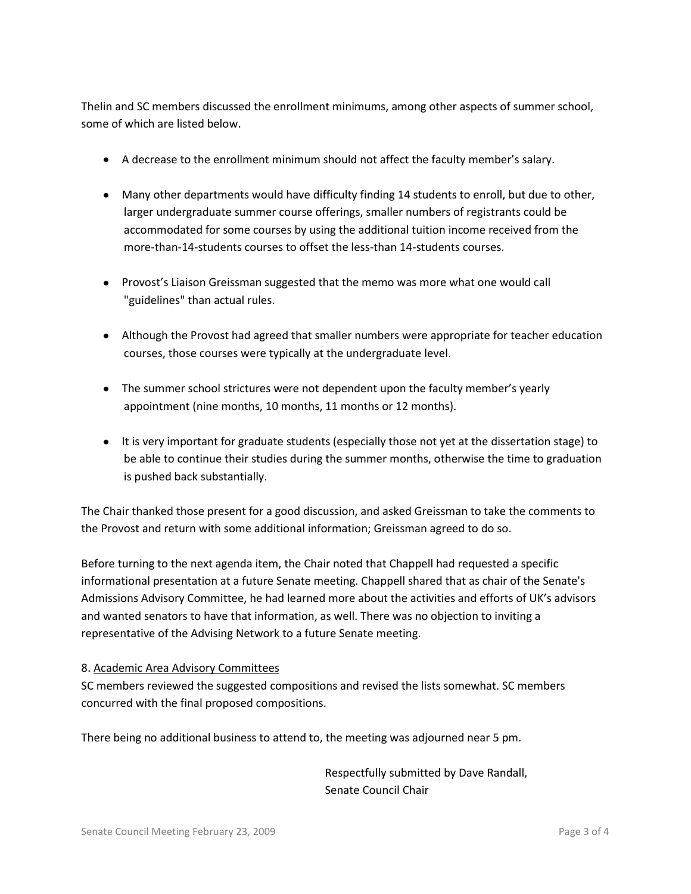Thelin and SC members discussed the enrollment minimums, among other aspects of summer school, some of which are listed below.

- A decrease to the enrollment minimum should not affect the faculty member's salary.
- Many other departments would have difficulty finding 14 students to enroll, but due to other, larger undergraduate summer course offerings, smaller numbers of registrants could be accommodated for some courses by using the additional tuition income received from the more-than-14-students courses to offset the less-than 14-students courses.
- Provost's Liaison Greissman suggested that the memo was more what one would call "guidelines" than actual rules.
- Although the Provost had agreed that smaller numbers were appropriate for teacher education courses, those courses were typically at the undergraduate level.
- The summer school strictures were not dependent upon the faculty member's yearly appointment (nine months, 10 months, 11 months or 12 months).
- It is very important for graduate students (especially those not yet at the dissertation stage) to be able to continue their studies during the summer months, otherwise the time to graduation is pushed back substantially.

The Chair thanked those present for a good discussion, and asked Greissman to take the comments to the Provost and return with some additional information; Greissman agreed to do so.

Before turning to the next agenda item, the Chair noted that Chappell had requested a specific informational presentation at a future Senate meeting. Chappell shared that as chair of the Senate's Admissions Advisory Committee, he had learned more about the activities and efforts of UK's advisors and wanted senators to have that information, as well. There was no objection to inviting a representative of the Advising Network to a future Senate meeting.

8. Academic Area Advisory Committees

SC members reviewed the suggested compositions and revised the lists somewhat. SC members concurred with the final proposed compositions.

There being no additional business to attend to, the meeting was adjourned near 5 pm.

Respectfully submitted by Dave Randall,
Senate Council Chair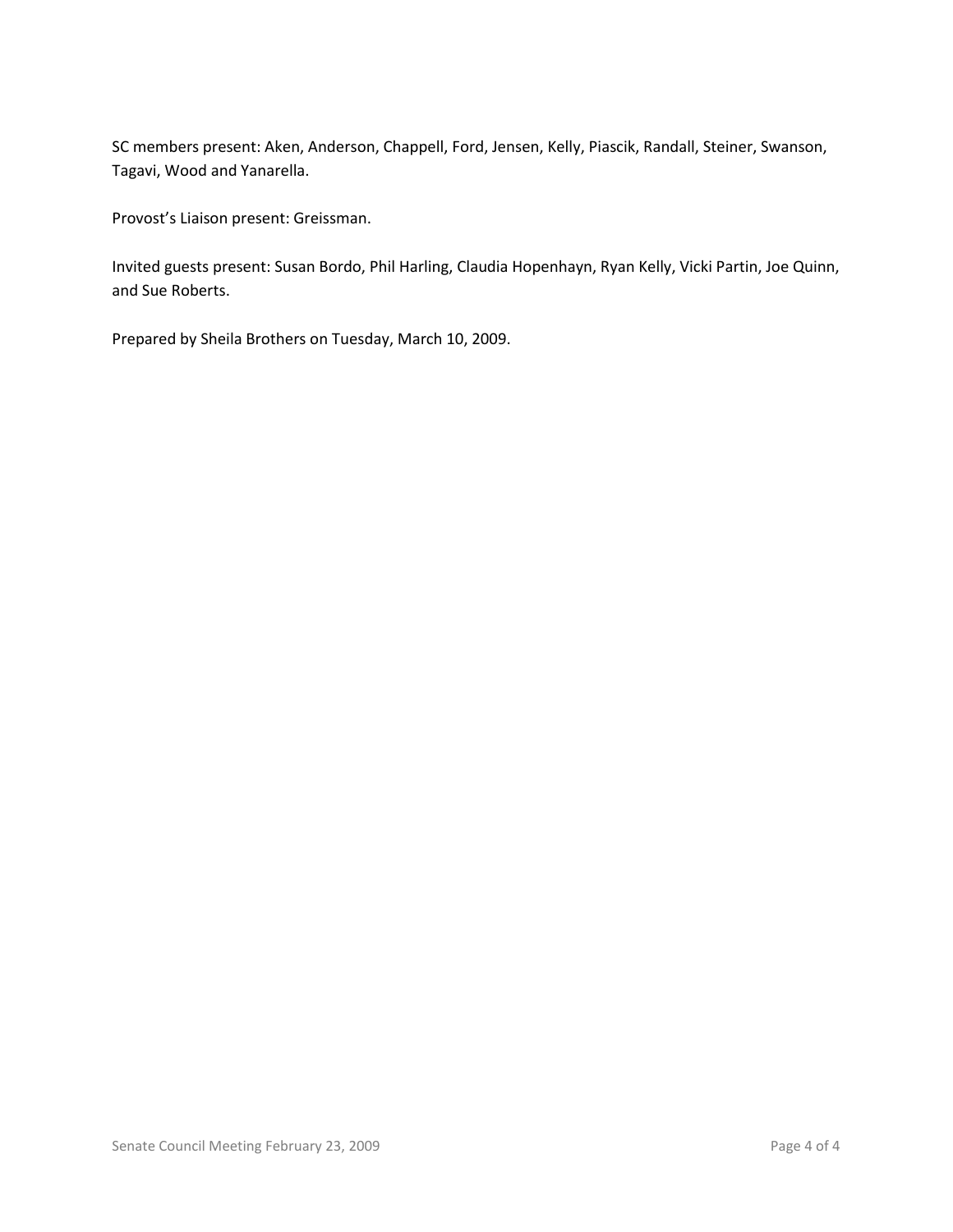SC members present: Aken, Anderson, Chappell, Ford, Jensen, Kelly, Piascik, Randall, Steiner, Swanson, Tagavi, Wood and Yanarella.

Provost's Liaison present: Greissman.

Invited guests present: Susan Bordo, Phil Harling, Claudia Hopenhayn, Ryan Kelly, Vicki Partin, Joe Quinn, and Sue Roberts.

Prepared by Sheila Brothers on Tuesday, March 10, 2009.